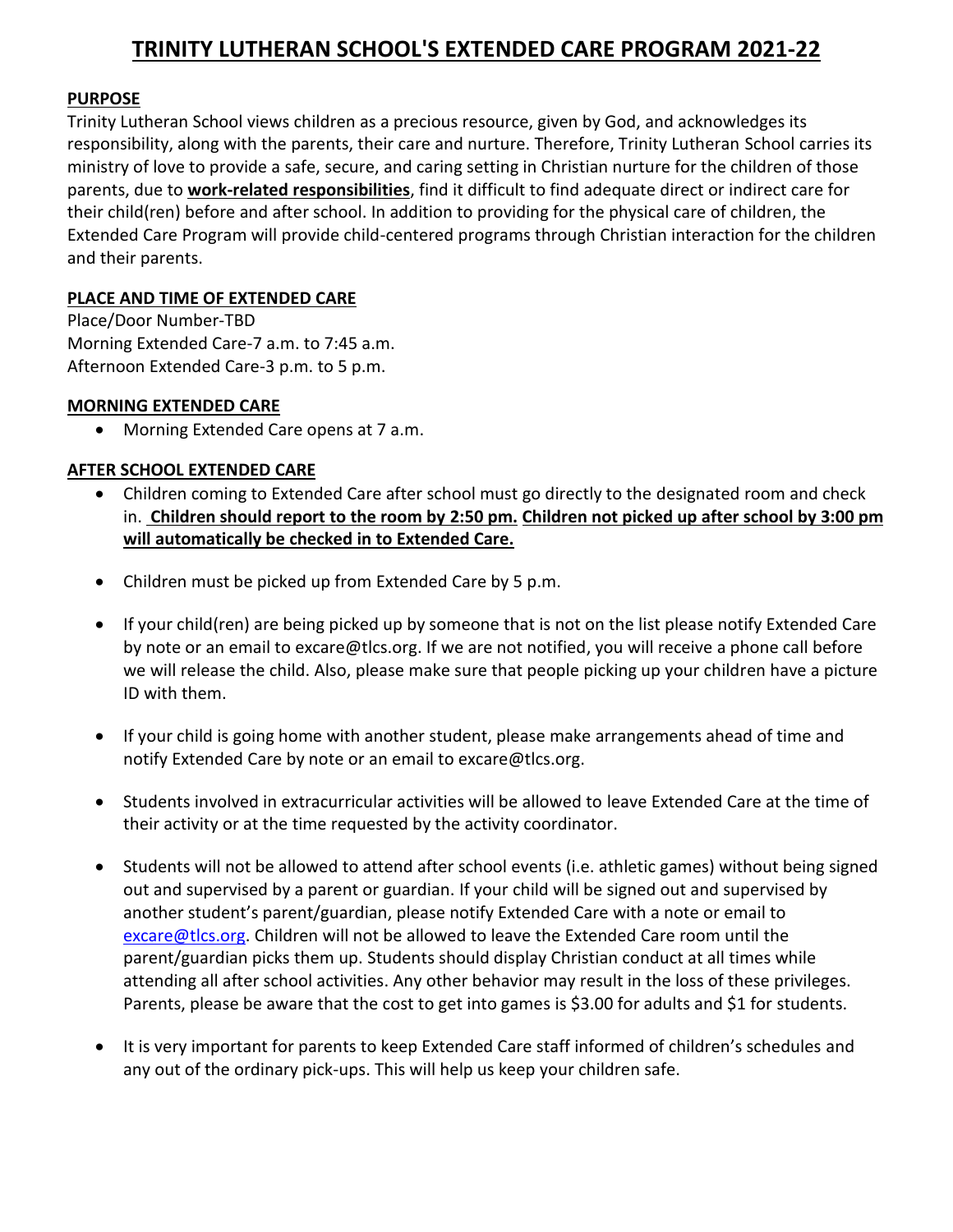# TRINITY LUTHERAN SCHOOL'S EXTENDED CARE PROGRAM 2021-22

## PURPOSE

Trinity Lutheran School views children as a precious resource, given by God, and acknowledges its responsibility, along with the parents, their care and nurture. Therefore, Trinity Lutheran School carries its ministry of love to provide a safe, secure, and caring setting in Christian nurture for the children of those parents, due to **work-related responsibilities**, find it difficult to find adequate direct or indirect care for their child(ren) before and after school. In addition to providing for the physical care of children, the Extended Care Program will provide child-centered programs through Christian interaction for the children and their parents.

## PLACE AND TIME OF EXTENDED CARE

Place/Door Number-TBD
Morning Extended Care-7 a.m. to 7:45 a.m.
Afternoon Extended Care-3 p.m. to 5 p.m.

## MORNING EXTENDED CARE

- Morning Extended Care opens at 7 a.m.

## AFTER SCHOOL EXTENDED CARE

- Children coming to Extended Care after school must go directly to the designated room and check in. **Children should report to the room by 2:50 pm. Children not picked up after school by 3:00 pm will automatically be checked in to Extended Care.**
- Children must be picked up from Extended Care by 5 p.m.
- If your child(ren) are being picked up by someone that is not on the list please notify Extended Care by note or an email to excare@tlcs.org. If we are not notified, you will receive a phone call before we will release the child. Also, please make sure that people picking up your children have a picture ID with them.
- If your child is going home with another student, please make arrangements ahead of time and notify Extended Care by note or an email to excare@tlcs.org.
- Students involved in extracurricular activities will be allowed to leave Extended Care at the time of their activity or at the time requested by the activity coordinator.
- Students will not be allowed to attend after school events (i.e. athletic games) without being signed out and supervised by a parent or guardian. If your child will be signed out and supervised by another student's parent/guardian, please notify Extended Care with a note or email to excare@tlcs.org. Children will not be allowed to leave the Extended Care room until the parent/guardian picks them up. Students should display Christian conduct at all times while attending all after school activities. Any other behavior may result in the loss of these privileges. Parents, please be aware that the cost to get into games is $3.00 for adults and $1 for students.
- It is very important for parents to keep Extended Care staff informed of children's schedules and any out of the ordinary pick-ups. This will help us keep your children safe.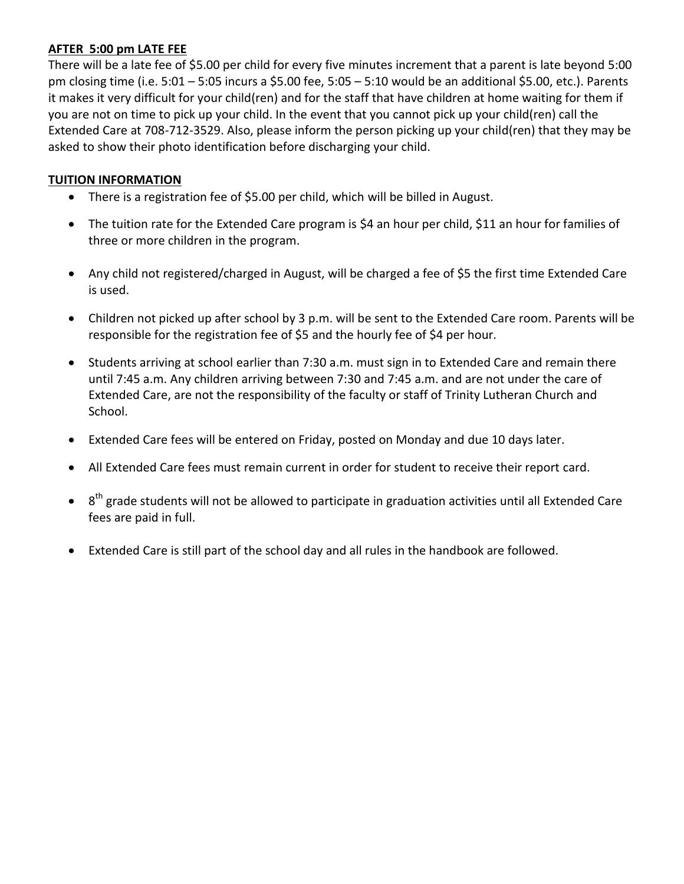**AFTER 5:00 pm LATE FEE**

There will be a late fee of $5.00 per child for every five minutes increment that a parent is late beyond 5:00 pm closing time (i.e. 5:01 – 5:05 incurs a $5.00 fee, 5:05 – 5:10 would be an additional $5.00, etc.). Parents it makes it very difficult for your child(ren) and for the staff that have children at home waiting for them if you are not on time to pick up your child. In the event that you cannot pick up your child(ren) call the Extended Care at 708-712-3529. Also, please inform the person picking up your child(ren) that they may be asked to show their photo identification before discharging your child.

**TUITION INFORMATION**

- There is a registration fee of $5.00 per child, which will be billed in August.
- The tuition rate for the Extended Care program is $4 an hour per child, $11 an hour for families of three or more children in the program.
- Any child not registered/charged in August, will be charged a fee of $5 the first time Extended Care is used.
- Children not picked up after school by 3 p.m. will be sent to the Extended Care room. Parents will be responsible for the registration fee of $5 and the hourly fee of $4 per hour.
- Students arriving at school earlier than 7:30 a.m. must sign in to Extended Care and remain there until 7:45 a.m. Any children arriving between 7:30 and 7:45 a.m. and are not under the care of Extended Care, are not the responsibility of the faculty or staff of Trinity Lutheran Church and School.
- Extended Care fees will be entered on Friday, posted on Monday and due 10 days later.
- All Extended Care fees must remain current in order for student to receive their report card.
- 8th grade students will not be allowed to participate in graduation activities until all Extended Care fees are paid in full.
- Extended Care is still part of the school day and all rules in the handbook are followed.